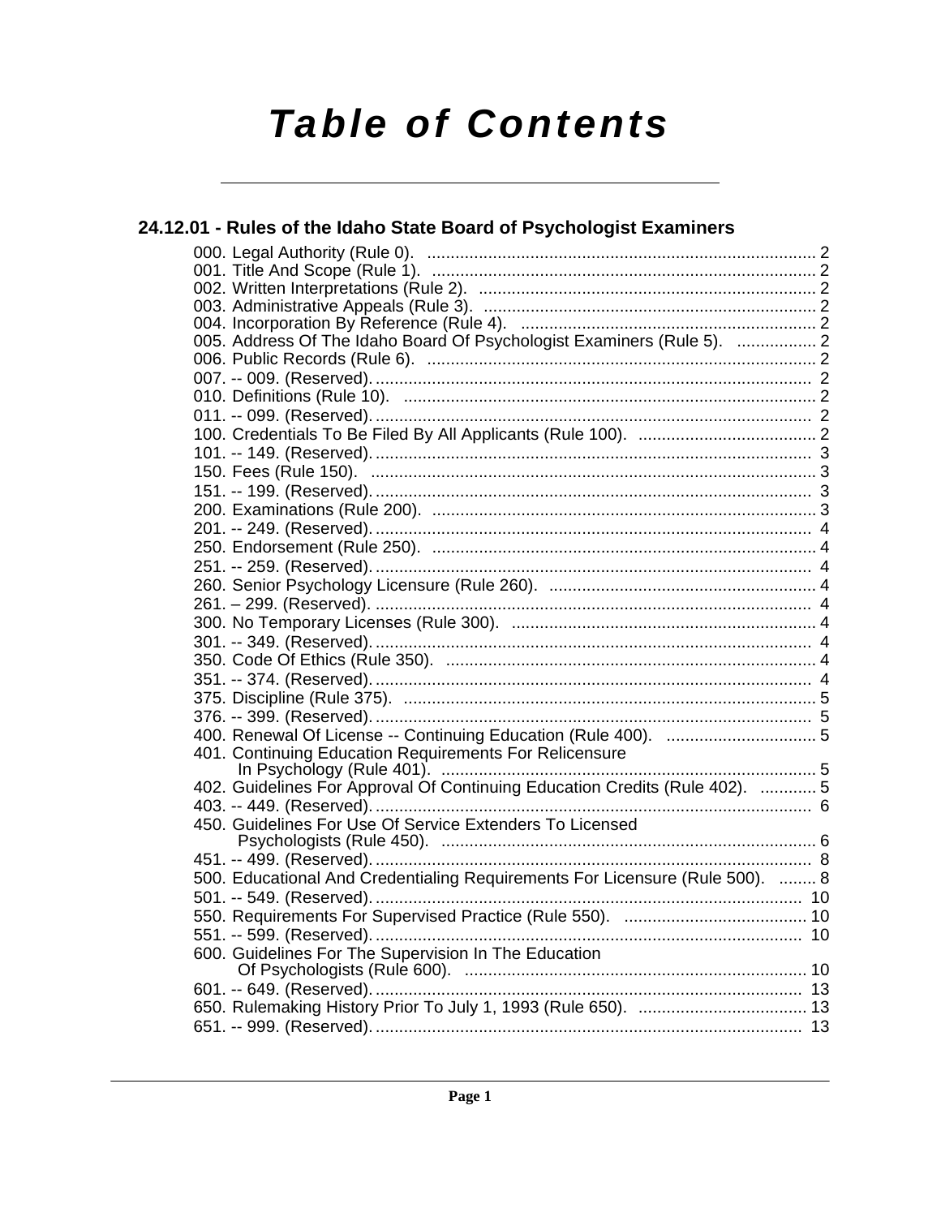# Table of Contents

## 24.12.01 - Rules of the Idaho State Board of Psychologist Examiners

000. Legal Authority (Rule 0). .... 2
001. Title And Scope (Rule 1). .... 2
002. Written Interpretations (Rule 2). .... 2
003. Administrative Appeals (Rule 3). .... 2
004. Incorporation By Reference (Rule 4). .... 2
005. Address Of The Idaho Board Of Psychologist Examiners (Rule 5). .... 2
006. Public Records (Rule 6). .... 2
007. -- 009. (Reserved). .... 2
010. Definitions (Rule 10). .... 2
011. -- 099. (Reserved). .... 2
100. Credentials To Be Filed By All Applicants (Rule 100). .... 2
101. -- 149. (Reserved). .... 3
150. Fees (Rule 150). .... 3
151. -- 199. (Reserved). .... 3
200. Examinations (Rule 200). .... 3
201. -- 249. (Reserved). .... 4
250. Endorsement (Rule 250). .... 4
251. -- 259. (Reserved). .... 4
260. Senior Psychology Licensure (Rule 260). .... 4
261. – 299. (Reserved). .... 4
300. No Temporary Licenses (Rule 300). .... 4
301. -- 349. (Reserved). .... 4
350. Code Of Ethics (Rule 350). .... 4
351. -- 374. (Reserved). .... 4
375. Discipline (Rule 375). .... 5
376. -- 399. (Reserved). .... 5
400. Renewal Of License -- Continuing Education (Rule 400). .... 5
401. Continuing Education Requirements For Relicensure In Psychology (Rule 401). .... 5
402. Guidelines For Approval Of Continuing Education Credits (Rule 402). .... 5
403. -- 449. (Reserved). .... 6
450. Guidelines For Use Of Service Extenders To Licensed Psychologists (Rule 450). .... 6
451. -- 499. (Reserved). .... 8
500. Educational And Credentialing Requirements For Licensure (Rule 500). .... 8
501. -- 549. (Reserved). .... 10
550. Requirements For Supervised Practice (Rule 550). .... 10
551. -- 599. (Reserved). .... 10
600. Guidelines For The Supervision In The Education Of Psychologists (Rule 600). .... 10
601. -- 649. (Reserved). .... 13
650. Rulemaking History Prior To July 1, 1993 (Rule 650). .... 13
651. -- 999. (Reserved). .... 13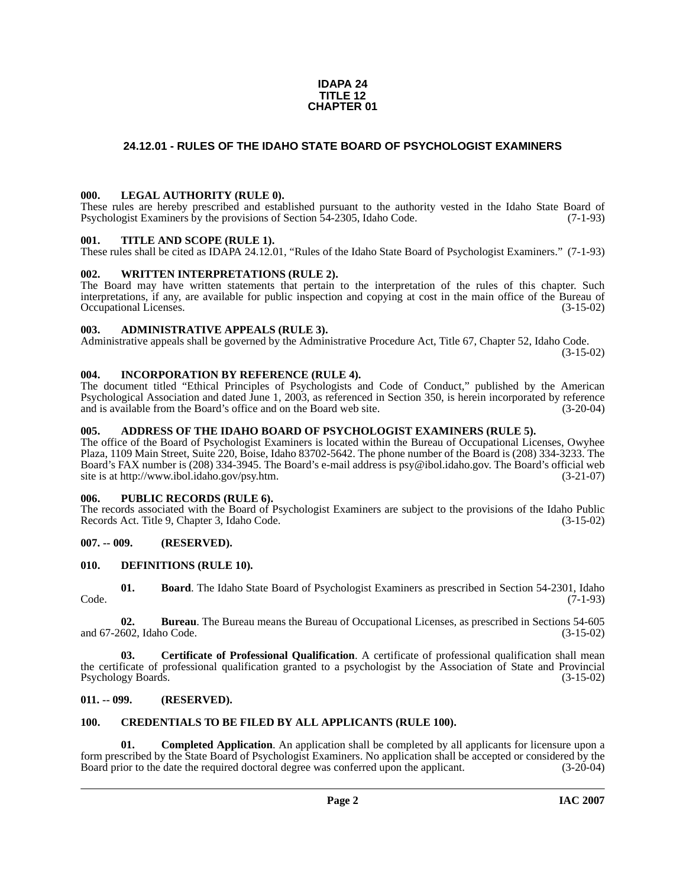**IDAPA 24**
**TITLE 12**
**CHAPTER 01**

# 24.12.01 - RULES OF THE IDAHO STATE BOARD OF PSYCHOLOGIST EXAMINERS

## 000. LEGAL AUTHORITY (RULE 0).

These rules are hereby prescribed and established pursuant to the authority vested in the Idaho State Board of Psychologist Examiners by the provisions of Section 54-2305, Idaho Code. (7-1-93)

## 001. TITLE AND SCOPE (RULE 1).

These rules shall be cited as IDAPA 24.12.01, "Rules of the Idaho State Board of Psychologist Examiners." (7-1-93)

## 002. WRITTEN INTERPRETATIONS (RULE 2).

The Board may have written statements that pertain to the interpretation of the rules of this chapter. Such interpretations, if any, are available for public inspection and copying at cost in the main office of the Bureau of Occupational Licenses. (3-15-02)

## 003. ADMINISTRATIVE APPEALS (RULE 3).

Administrative appeals shall be governed by the Administrative Procedure Act, Title 67, Chapter 52, Idaho Code. (3-15-02)

## 004. INCORPORATION BY REFERENCE (RULE 4).

The document titled "Ethical Principles of Psychologists and Code of Conduct," published by the American Psychological Association and dated June 1, 2003, as referenced in Section 350, is herein incorporated by reference and is available from the Board's office and on the Board web site. (3-20-04)

## 005. ADDRESS OF THE IDAHO BOARD OF PSYCHOLOGIST EXAMINERS (RULE 5).

The office of the Board of Psychologist Examiners is located within the Bureau of Occupational Licenses, Owyhee Plaza, 1109 Main Street, Suite 220, Boise, Idaho 83702-5642. The phone number of the Board is (208) 334-3233. The Board's FAX number is (208) 334-3945. The Board's e-mail address is psy@ibol.idaho.gov. The Board's official web site is at http://www.ibol.idaho.gov/psy.htm. (3-21-07)

## 006. PUBLIC RECORDS (RULE 6).

The records associated with the Board of Psychologist Examiners are subject to the provisions of the Idaho Public Records Act. Title 9, Chapter 3, Idaho Code. (3-15-02)

## 007. -- 009. (RESERVED).

## 010. DEFINITIONS (RULE 10).

**01. Board**. The Idaho State Board of Psychologist Examiners as prescribed in Section 54-2301, Idaho Code. (7-1-93)

**02. Bureau**. The Bureau means the Bureau of Occupational Licenses, as prescribed in Sections 54-605 and 67-2602, Idaho Code. (3-15-02)

**03. Certificate of Professional Qualification**. A certificate of professional qualification shall mean the certificate of professional qualification granted to a psychologist by the Association of State and Provincial Psychology Boards. (3-15-02)

## 011. -- 099. (RESERVED).

## 100. CREDENTIALS TO BE FILED BY ALL APPLICANTS (RULE 100).

**01. Completed Application**. An application shall be completed by all applicants for licensure upon a form prescribed by the State Board of Psychologist Examiners. No application shall be accepted or considered by the Board prior to the date the required doctoral degree was conferred upon the applicant. (3-20-04)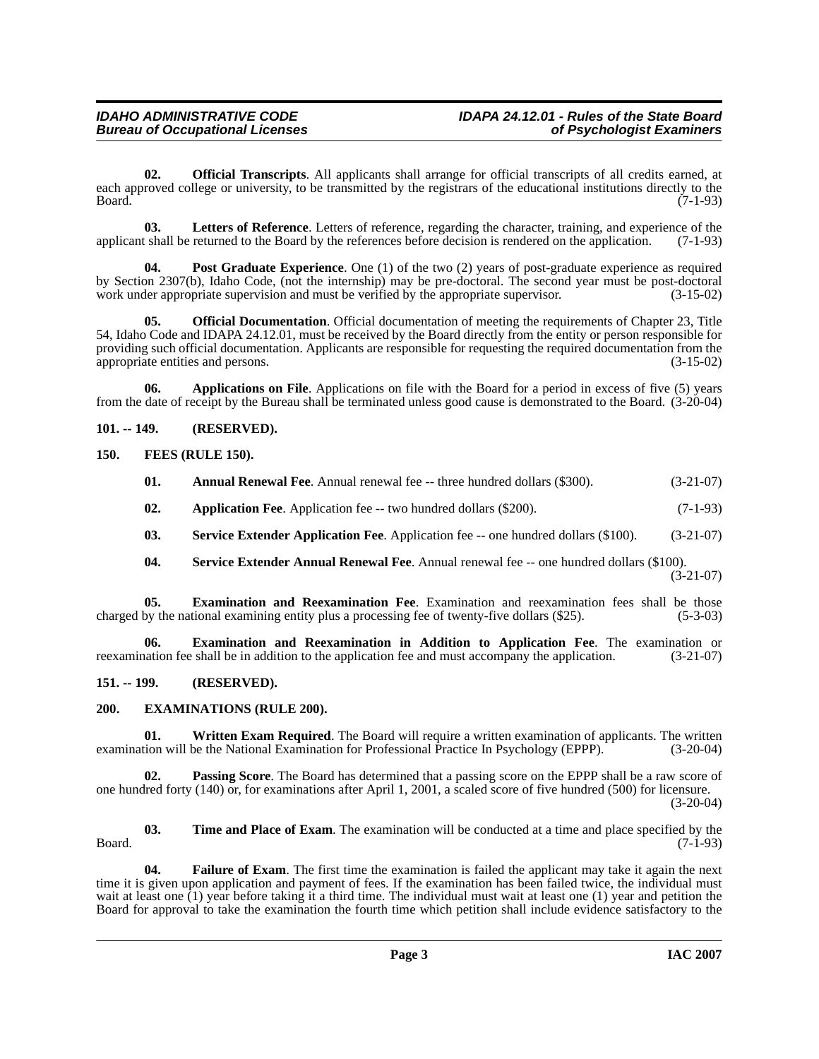**02. Official Transcripts**. All applicants shall arrange for official transcripts of all credits earned, at each approved college or university, to be transmitted by the registrars of the educational institutions directly to the Board. (7-1-93)

**03. Letters of Reference**. Letters of reference, regarding the character, training, and experience of the applicant shall be returned to the Board by the references before decision is rendered on the application. (7-1-93)

**04. Post Graduate Experience**. One (1) of the two (2) years of post-graduate experience as required by Section 2307(b), Idaho Code, (not the internship) may be pre-doctoral. The second year must be post-doctoral work under appropriate supervision and must be verified by the appropriate supervisor. (3-15-02)

**05. Official Documentation**. Official documentation of meeting the requirements of Chapter 23, Title 54, Idaho Code and IDAPA 24.12.01, must be received by the Board directly from the entity or person responsible for providing such official documentation. Applicants are responsible for requesting the required documentation from the appropriate entities and persons. (3-15-02)

**06. Applications on File**. Applications on file with the Board for a period in excess of five (5) years from the date of receipt by the Bureau shall be terminated unless good cause is demonstrated to the Board. (3-20-04)

## 101. -- 149. (RESERVED).

## 150. FEES (RULE 150).

**01. Annual Renewal Fee**. Annual renewal fee -- three hundred dollars ($300). (3-21-07)

**02. Application Fee**. Application fee -- two hundred dollars ($200). (7-1-93)

**03. Service Extender Application Fee**. Application fee -- one hundred dollars ($100). (3-21-07)

**04. Service Extender Annual Renewal Fee**. Annual renewal fee -- one hundred dollars ($100). (3-21-07)

**05. Examination and Reexamination Fee**. Examination and reexamination fees shall be those charged by the national examining entity plus a processing fee of twenty-five dollars ($25). (5-3-03)

**06. Examination and Reexamination in Addition to Application Fee**. The examination or reexamination fee shall be in addition to the application fee and must accompany the application. (3-21-07)

## 151. -- 199. (RESERVED).

## 200. EXAMINATIONS (RULE 200).

**01. Written Exam Required**. The Board will require a written examination of applicants. The written examination will be the National Examination for Professional Practice In Psychology (EPPP). (3-20-04)

**02. Passing Score**. The Board has determined that a passing score on the EPPP shall be a raw score of one hundred forty (140) or, for examinations after April 1, 2001, a scaled score of five hundred (500) for licensure. (3-20-04)

**03. Time and Place of Exam**. The examination will be conducted at a time and place specified by the Board. (7-1-93)

**04. Failure of Exam**. The first time the examination is failed the applicant may take it again the next time it is given upon application and payment of fees. If the examination has been failed twice, the individual must wait at least one (1) year before taking it a third time. The individual must wait at least one (1) year and petition the Board for approval to take the examination the fourth time which petition shall include evidence satisfactory to the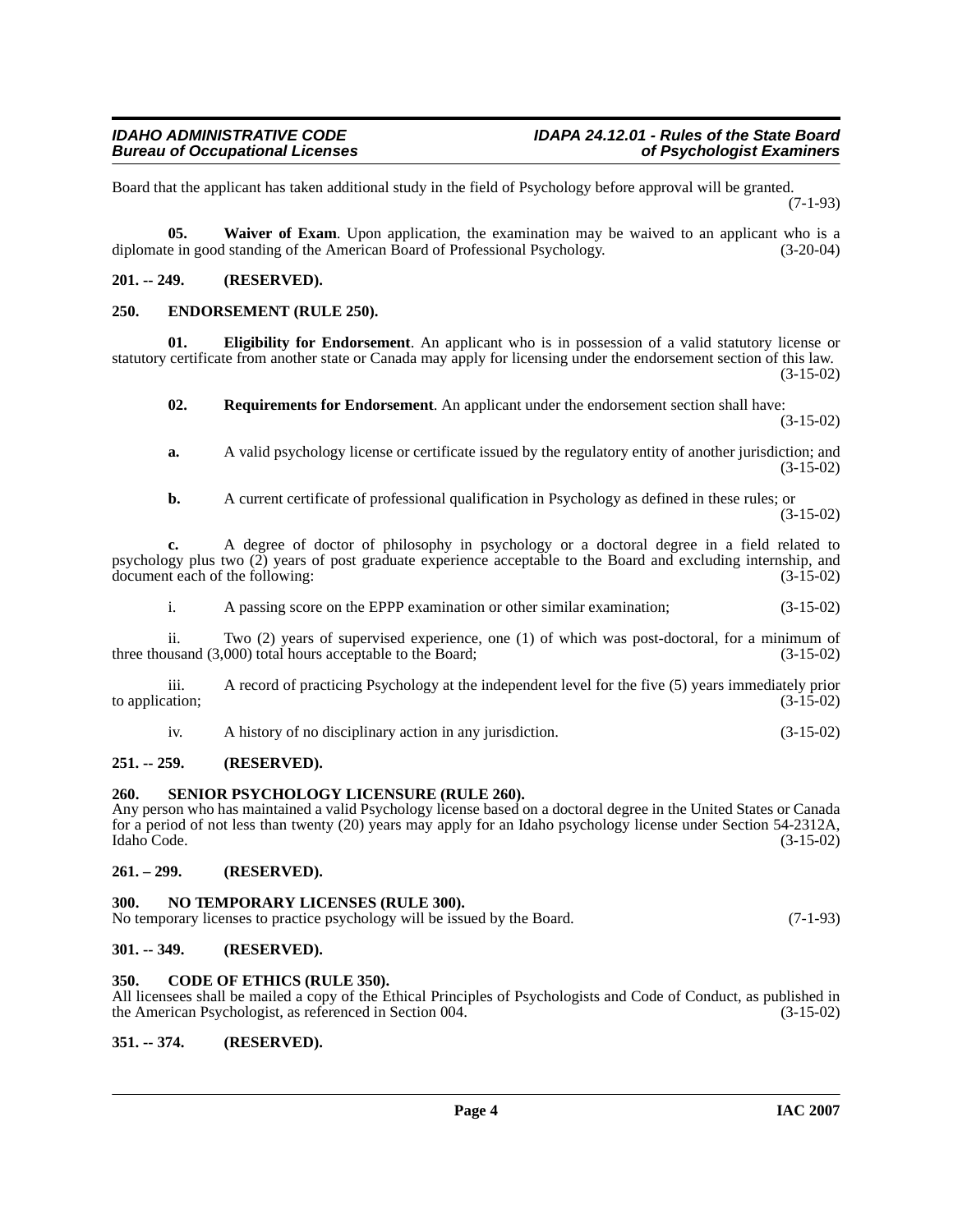Board that the applicant has taken additional study in the field of Psychology before approval will be granted. (7-1-93)

**05. Waiver of Exam**. Upon application, the examination may be waived to an applicant who is a diplomate in good standing of the American Board of Professional Psychology. (3-20-04)

**201. -- 249. (RESERVED).**

**250. ENDORSEMENT (RULE 250).**

**01. Eligibility for Endorsement**. An applicant who is in possession of a valid statutory license or statutory certificate from another state or Canada may apply for licensing under the endorsement section of this law. (3-15-02)

**02. Requirements for Endorsement**. An applicant under the endorsement section shall have: (3-15-02)

**a.** A valid psychology license or certificate issued by the regulatory entity of another jurisdiction; and (3-15-02)

**b.** A current certificate of professional qualification in Psychology as defined in these rules; or (3-15-02)

**c.** A degree of doctor of philosophy in psychology or a doctoral degree in a field related to psychology plus two (2) years of post graduate experience acceptable to the Board and excluding internship, and document each of the following: (3-15-02)

i. A passing score on the EPPP examination or other similar examination; (3-15-02)

ii. Two (2) years of supervised experience, one (1) of which was post-doctoral, for a minimum of three thousand (3,000) total hours acceptable to the Board; (3-15-02)

iii. A record of practicing Psychology at the independent level for the five (5) years immediately prior to application; (3-15-02)

iv. A history of no disciplinary action in any jurisdiction. (3-15-02)

**251. -- 259. (RESERVED).**

**260. SENIOR PSYCHOLOGY LICENSURE (RULE 260).**

Any person who has maintained a valid Psychology license based on a doctoral degree in the United States or Canada for a period of not less than twenty (20) years may apply for an Idaho psychology license under Section 54-2312A, Idaho Code. (3-15-02)

**261. – 299. (RESERVED).**

**300. NO TEMPORARY LICENSES (RULE 300).**

No temporary licenses to practice psychology will be issued by the Board. (7-1-93)

**301. -- 349. (RESERVED).**

**350. CODE OF ETHICS (RULE 350).**

All licensees shall be mailed a copy of the Ethical Principles of Psychologists and Code of Conduct, as published in the American Psychologist, as referenced in Section 004. (3-15-02)

**351. -- 374. (RESERVED).**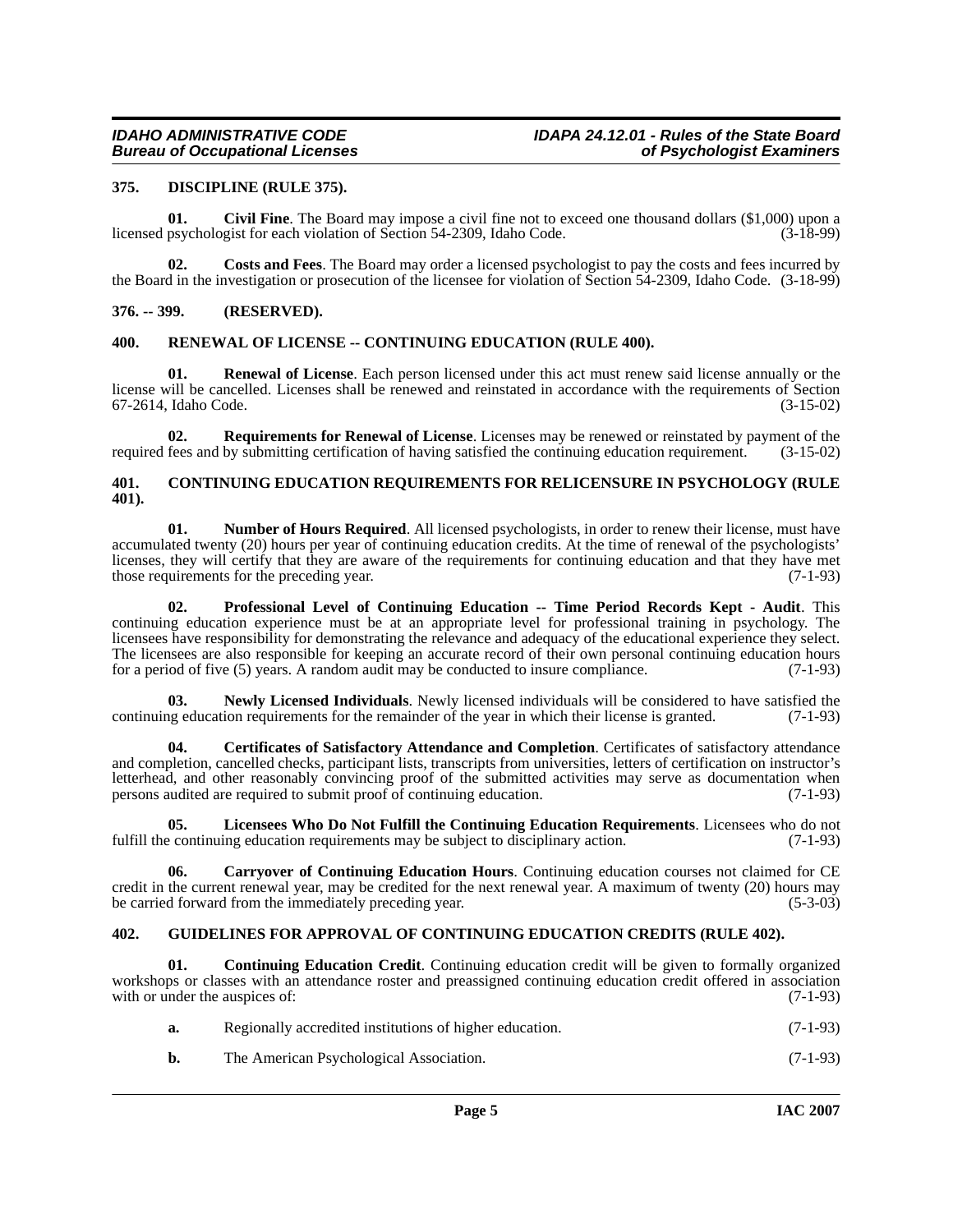## 375. DISCIPLINE (RULE 375).

**01. Civil Fine**. The Board may impose a civil fine not to exceed one thousand dollars ($1,000) upon a licensed psychologist for each violation of Section 54-2309, Idaho Code. (3-18-99)

**02. Costs and Fees**. The Board may order a licensed psychologist to pay the costs and fees incurred by the Board in the investigation or prosecution of the licensee for violation of Section 54-2309, Idaho Code. (3-18-99)

## 376. -- 399. (RESERVED).

## 400. RENEWAL OF LICENSE -- CONTINUING EDUCATION (RULE 400).

**01. Renewal of License**. Each person licensed under this act must renew said license annually or the license will be cancelled. Licenses shall be renewed and reinstated in accordance with the requirements of Section 67-2614, Idaho Code. (3-15-02)

**02. Requirements for Renewal of License**. Licenses may be renewed or reinstated by payment of the required fees and by submitting certification of having satisfied the continuing education requirement. (3-15-02)

## 401. CONTINUING EDUCATION REQUIREMENTS FOR RELICENSURE IN PSYCHOLOGY (RULE 401).

**01. Number of Hours Required**. All licensed psychologists, in order to renew their license, must have accumulated twenty (20) hours per year of continuing education credits. At the time of renewal of the psychologists' licenses, they will certify that they are aware of the requirements for continuing education and that they have met those requirements for the preceding year. (7-1-93)

**02. Professional Level of Continuing Education -- Time Period Records Kept - Audit**. This continuing education experience must be at an appropriate level for professional training in psychology. The licensees have responsibility for demonstrating the relevance and adequacy of the educational experience they select. The licensees are also responsible for keeping an accurate record of their own personal continuing education hours for a period of five (5) years. A random audit may be conducted to insure compliance. (7-1-93)

**03. Newly Licensed Individuals**. Newly licensed individuals will be considered to have satisfied the continuing education requirements for the remainder of the year in which their license is granted. (7-1-93)

**04. Certificates of Satisfactory Attendance and Completion**. Certificates of satisfactory attendance and completion, cancelled checks, participant lists, transcripts from universities, letters of certification on instructor's letterhead, and other reasonably convincing proof of the submitted activities may serve as documentation when persons audited are required to submit proof of continuing education. (7-1-93)

**05. Licensees Who Do Not Fulfill the Continuing Education Requirements**. Licensees who do not fulfill the continuing education requirements may be subject to disciplinary action. (7-1-93)

**06. Carryover of Continuing Education Hours**. Continuing education courses not claimed for CE credit in the current renewal year, may be credited for the next renewal year. A maximum of twenty (20) hours may be carried forward from the immediately preceding year. (5-3-03)

## 402. GUIDELINES FOR APPROVAL OF CONTINUING EDUCATION CREDITS (RULE 402).

**01. Continuing Education Credit**. Continuing education credit will be given to formally organized workshops or classes with an attendance roster and preassigned continuing education credit offered in association with or under the auspices of: (7-1-93)

**a.** Regionally accredited institutions of higher education. (7-1-93)

**b.** The American Psychological Association. (7-1-93)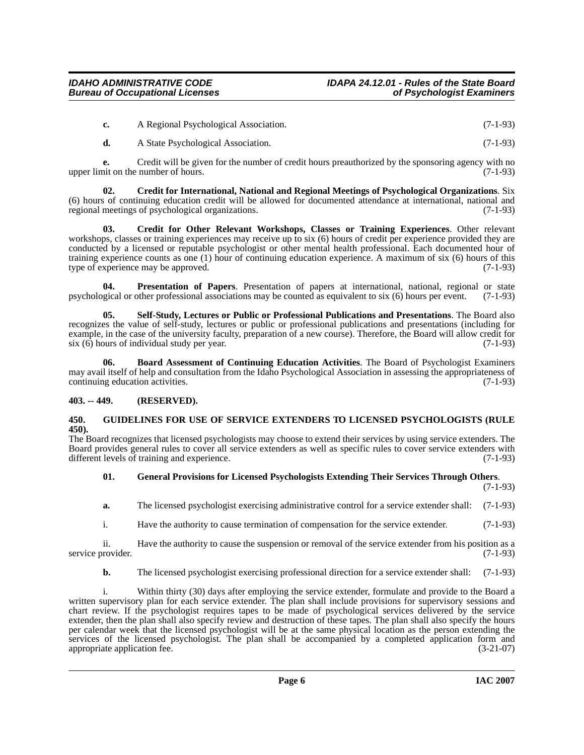**c.** A Regional Psychological Association. (7-1-93)

**d.** A State Psychological Association. (7-1-93)

**e.** Credit will be given for the number of credit hours preauthorized by the sponsoring agency with no upper limit on the number of hours. (7-1-93)

**02. Credit for International, National and Regional Meetings of Psychological Organizations**. Six (6) hours of continuing education credit will be allowed for documented attendance at international, national and regional meetings of psychological organizations. (7-1-93)

**03. Credit for Other Relevant Workshops, Classes or Training Experiences**. Other relevant workshops, classes or training experiences may receive up to six (6) hours of credit per experience provided they are conducted by a licensed or reputable psychologist or other mental health professional. Each documented hour of training experience counts as one (1) hour of continuing education experience. A maximum of six (6) hours of this type of experience may be approved. (7-1-93)

**04. Presentation of Papers**. Presentation of papers at international, national, regional or state psychological or other professional associations may be counted as equivalent to six (6) hours per event. (7-1-93)

**05. Self-Study, Lectures or Public or Professional Publications and Presentations**. The Board also recognizes the value of self-study, lectures or public or professional publications and presentations (including for example, in the case of the university faculty, preparation of a new course). Therefore, the Board will allow credit for six (6) hours of individual study per year. (7-1-93)

**06. Board Assessment of Continuing Education Activities**. The Board of Psychologist Examiners may avail itself of help and consultation from the Idaho Psychological Association in assessing the appropriateness of continuing education activities. (7-1-93)

## 403. -- 449. (RESERVED).

## 450. GUIDELINES FOR USE OF SERVICE EXTENDERS TO LICENSED PSYCHOLOGISTS (RULE 450).

The Board recognizes that licensed psychologists may choose to extend their services by using service extenders. The Board provides general rules to cover all service extenders as well as specific rules to cover service extenders with different levels of training and experience. (7-1-93)

**01. General Provisions for Licensed Psychologists Extending Their Services Through Others**. (7-1-93)

**a.** The licensed psychologist exercising administrative control for a service extender shall: (7-1-93)

i. Have the authority to cause termination of compensation for the service extender. (7-1-93)

ii. Have the authority to cause the suspension or removal of the service extender from his position as a service provider. (7-1-93)

**b.** The licensed psychologist exercising professional direction for a service extender shall: (7-1-93)

i. Within thirty (30) days after employing the service extender, formulate and provide to the Board a written supervisory plan for each service extender. The plan shall include provisions for supervisory sessions and chart review. If the psychologist requires tapes to be made of psychological services delivered by the service extender, then the plan shall also specify review and destruction of these tapes. The plan shall also specify the hours per calendar week that the licensed psychologist will be at the same physical location as the person extending the services of the licensed psychologist. The plan shall be accompanied by a completed application form and appropriate application fee. (3-21-07)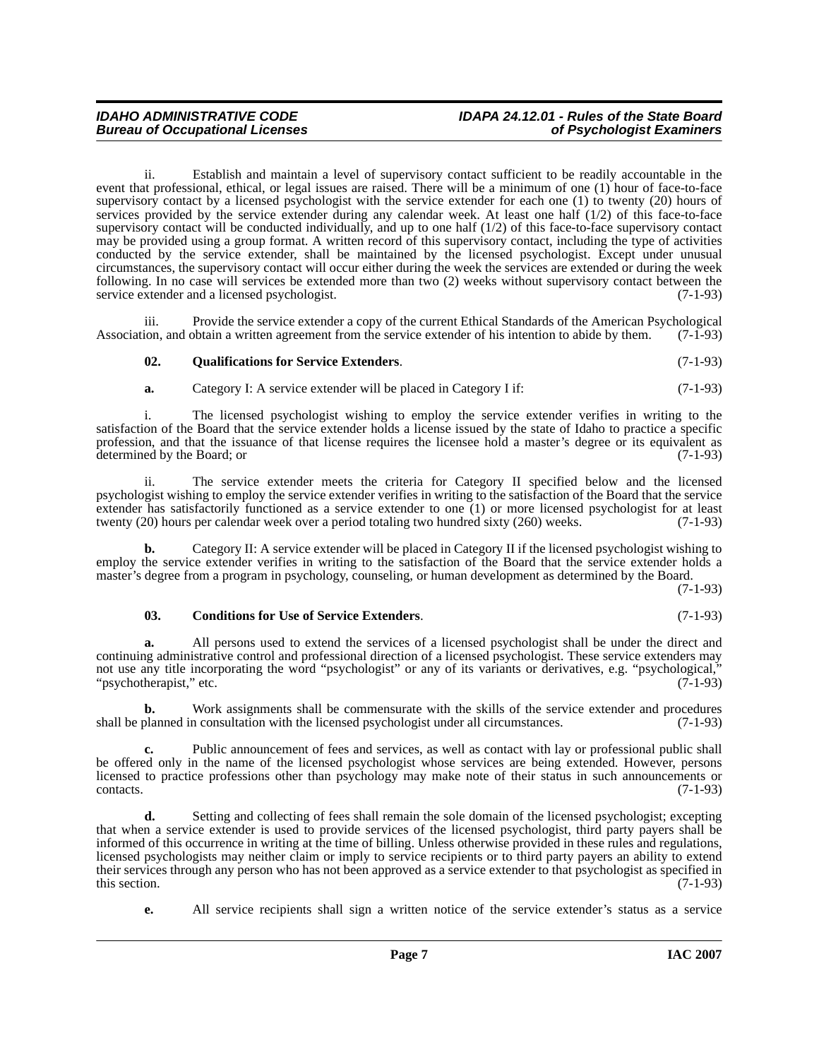ii. Establish and maintain a level of supervisory contact sufficient to be readily accountable in the event that professional, ethical, or legal issues are raised. There will be a minimum of one (1) hour of face-to-face supervisory contact by a licensed psychologist with the service extender for each one (1) to twenty (20) hours of services provided by the service extender during any calendar week. At least one half (1/2) of this face-to-face supervisory contact will be conducted individually, and up to one half (1/2) of this face-to-face supervisory contact may be provided using a group format. A written record of this supervisory contact, including the type of activities conducted by the service extender, shall be maintained by the licensed psychologist. Except under unusual circumstances, the supervisory contact will occur either during the week the services are extended or during the week following. In no case will services be extended more than two (2) weeks without supervisory contact between the service extender and a licensed psychologist. (7-1-93)

iii. Provide the service extender a copy of the current Ethical Standards of the American Psychological Association, and obtain a written agreement from the service extender of his intention to abide by them. (7-1-93)

**02. Qualifications for Service Extenders**. (7-1-93)

**a.** Category I: A service extender will be placed in Category I if: (7-1-93)

i. The licensed psychologist wishing to employ the service extender verifies in writing to the satisfaction of the Board that the service extender holds a license issued by the state of Idaho to practice a specific profession, and that the issuance of that license requires the licensee hold a master's degree or its equivalent as determined by the Board; or (7-1-93)

ii. The service extender meets the criteria for Category II specified below and the licensed psychologist wishing to employ the service extender verifies in writing to the satisfaction of the Board that the service extender has satisfactorily functioned as a service extender to one (1) or more licensed psychologist for at least twenty (20) hours per calendar week over a period totaling two hundred sixty (260) weeks. (7-1-93)

**b.** Category II: A service extender will be placed in Category II if the licensed psychologist wishing to employ the service extender verifies in writing to the satisfaction of the Board that the service extender holds a master's degree from a program in psychology, counseling, or human development as determined by the Board. (7-1-93)

**03. Conditions for Use of Service Extenders**. (7-1-93)

**a.** All persons used to extend the services of a licensed psychologist shall be under the direct and continuing administrative control and professional direction of a licensed psychologist. These service extenders may not use any title incorporating the word "psychologist" or any of its variants or derivatives, e.g. "psychological," "psychotherapist," etc. (7-1-93)

**b.** Work assignments shall be commensurate with the skills of the service extender and procedures shall be planned in consultation with the licensed psychologist under all circumstances. (7-1-93)

**c.** Public announcement of fees and services, as well as contact with lay or professional public shall be offered only in the name of the licensed psychologist whose services are being extended. However, persons licensed to practice professions other than psychology may make note of their status in such announcements or contacts. (7-1-93)

**d.** Setting and collecting of fees shall remain the sole domain of the licensed psychologist; excepting that when a service extender is used to provide services of the licensed psychologist, third party payers shall be informed of this occurrence in writing at the time of billing. Unless otherwise provided in these rules and regulations, licensed psychologists may neither claim or imply to service recipients or to third party payers an ability to extend their services through any person who has not been approved as a service extender to that psychologist as specified in this section. (7-1-93)

**e.** All service recipients shall sign a written notice of the service extender's status as a service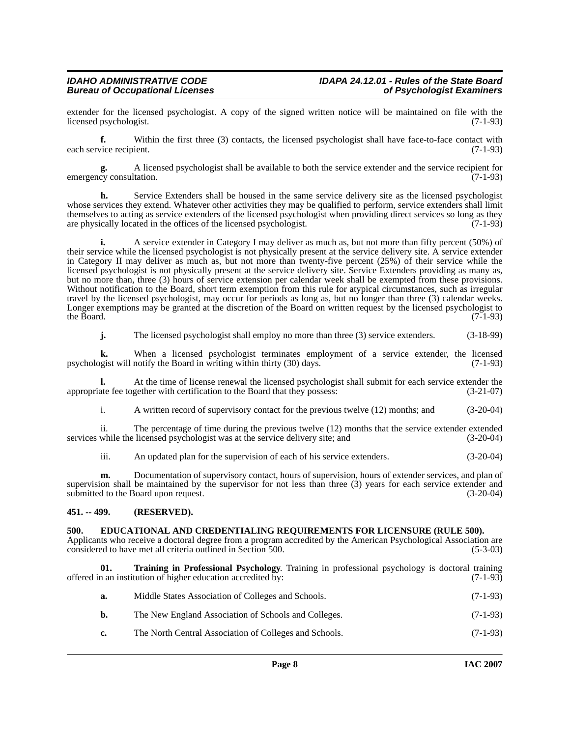extender for the licensed psychologist. A copy of the signed written notice will be maintained on file with the licensed psychologist. (7-1-93)

**f.** Within the first three (3) contacts, the licensed psychologist shall have face-to-face contact with each service recipient. (7-1-93)

**g.** A licensed psychologist shall be available to both the service extender and the service recipient for emergency consultation. (7-1-93)

**h.** Service Extenders shall be housed in the same service delivery site as the licensed psychologist whose services they extend. Whatever other activities they may be qualified to perform, service extenders shall limit themselves to acting as service extenders of the licensed psychologist when providing direct services so long as they are physically located in the offices of the licensed psychologist. (7-1-93)

**i.** A service extender in Category I may deliver as much as, but not more than fifty percent (50%) of their service while the licensed psychologist is not physically present at the service delivery site. A service extender in Category II may deliver as much as, but not more than twenty-five percent (25%) of their service while the licensed psychologist is not physically present at the service delivery site. Service Extenders providing as many as, but no more than, three (3) hours of service extension per calendar week shall be exempted from these provisions. Without notification to the Board, short term exemption from this rule for atypical circumstances, such as irregular travel by the licensed psychologist, may occur for periods as long as, but no longer than three (3) calendar weeks. Longer exemptions may be granted at the discretion of the Board on written request by the licensed psychologist to the Board. (7-1-93)

**j.** The licensed psychologist shall employ no more than three (3) service extenders. (3-18-99)

**k.** When a licensed psychologist terminates employment of a service extender, the licensed psychologist will notify the Board in writing within thirty (30) days. (7-1-93)

**l.** At the time of license renewal the licensed psychologist shall submit for each service extender the appropriate fee together with certification to the Board that they possess: (3-21-07)

i. A written record of supervisory contact for the previous twelve (12) months; and (3-20-04)

ii. The percentage of time during the previous twelve (12) months that the service extender extended services while the licensed psychologist was at the service delivery site; and (3-20-04)

iii. An updated plan for the supervision of each of his service extenders. (3-20-04)

**m.** Documentation of supervisory contact, hours of supervision, hours of extender services, and plan of supervision shall be maintained by the supervisor for not less than three (3) years for each service extender and submitted to the Board upon request. (3-20-04)

## 451. -- 499. (RESERVED).

## 500. EDUCATIONAL AND CREDENTIALING REQUIREMENTS FOR LICENSURE (RULE 500).

Applicants who receive a doctoral degree from a program accredited by the American Psychological Association are considered to have met all criteria outlined in Section 500. (5-3-03)

**01. Training in Professional Psychology**. Training in professional psychology is doctoral training offered in an institution of higher education accredited by: (7-1-93)

**a.** Middle States Association of Colleges and Schools. (7-1-93)

**b.** The New England Association of Schools and Colleges. (7-1-93)

**c.** The North Central Association of Colleges and Schools. (7-1-93)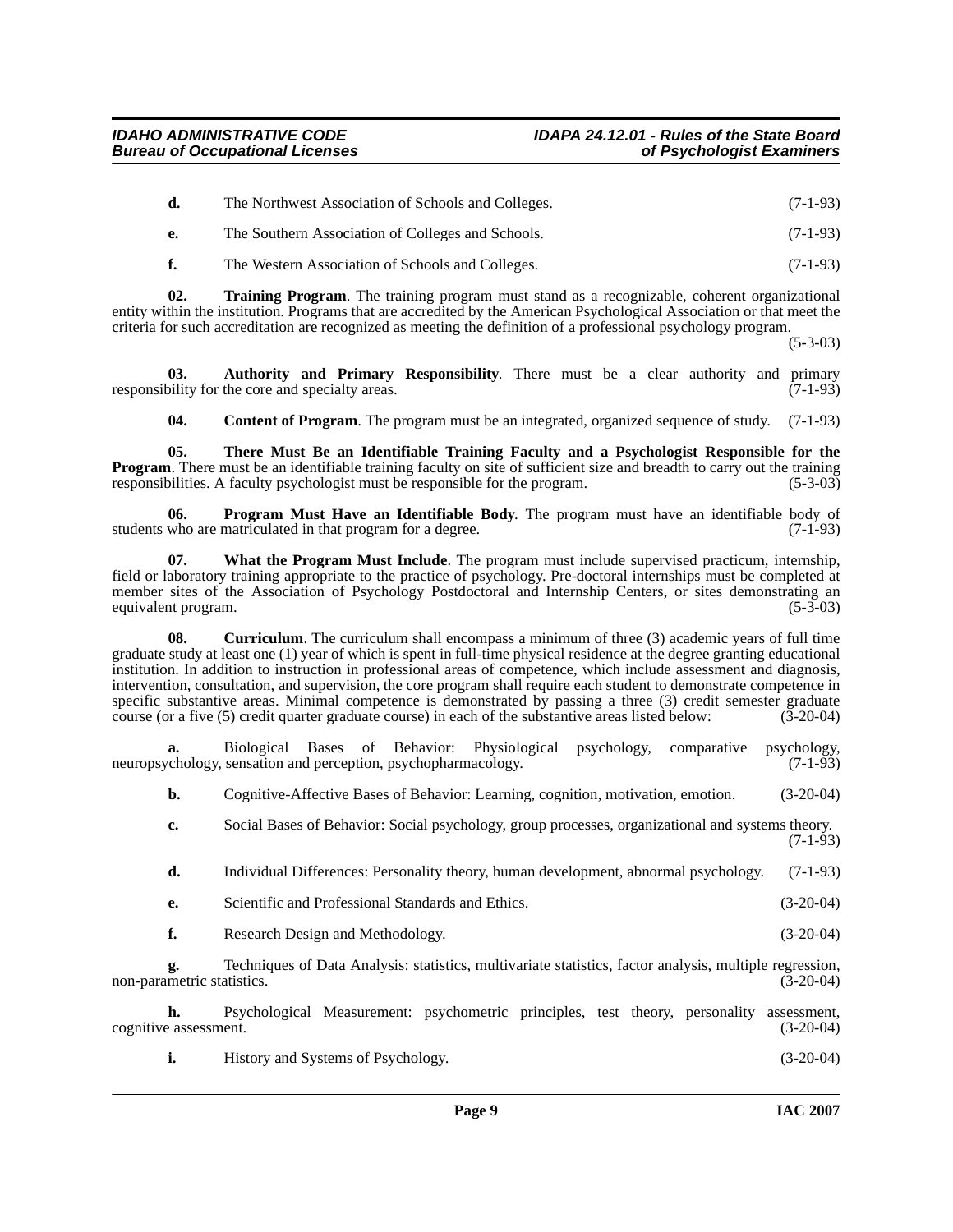**d.** The Northwest Association of Schools and Colleges. (7-1-93)

**e.** The Southern Association of Colleges and Schools. (7-1-93)

**f.** The Western Association of Schools and Colleges. (7-1-93)

**02. Training Program**. The training program must stand as a recognizable, coherent organizational entity within the institution. Programs that are accredited by the American Psychological Association or that meet the criteria for such accreditation are recognized as meeting the definition of a professional psychology program. (5-3-03)

**03. Authority and Primary Responsibility**. There must be a clear authority and primary responsibility for the core and specialty areas. (7-1-93)

**04. Content of Program**. The program must be an integrated, organized sequence of study. (7-1-93)

**05. There Must Be an Identifiable Training Faculty and a Psychologist Responsible for the Program**. There must be an identifiable training faculty on site of sufficient size and breadth to carry out the training responsibilities. A faculty psychologist must be responsible for the program. (5-3-03)

**06. Program Must Have an Identifiable Body**. The program must have an identifiable body of students who are matriculated in that program for a degree. (7-1-93)

**07. What the Program Must Include**. The program must include supervised practicum, internship, field or laboratory training appropriate to the practice of psychology. Pre-doctoral internships must be completed at member sites of the Association of Psychology Postdoctoral and Internship Centers, or sites demonstrating an equivalent program. (5-3-03)

**08. Curriculum**. The curriculum shall encompass a minimum of three (3) academic years of full time graduate study at least one (1) year of which is spent in full-time physical residence at the degree granting educational institution. In addition to instruction in professional areas of competence, which include assessment and diagnosis, intervention, consultation, and supervision, the core program shall require each student to demonstrate competence in specific substantive areas. Minimal competence is demonstrated by passing a three (3) credit semester graduate course (or a five (5) credit quarter graduate course) in each of the substantive areas listed below: (3-20-04)

**a.** Biological Bases of Behavior: Physiological psychology, comparative psychology, neuropsychology, sensation and perception, psychopharmacology. (7-1-93)

**b.** Cognitive-Affective Bases of Behavior: Learning, cognition, motivation, emotion. (3-20-04)

**c.** Social Bases of Behavior: Social psychology, group processes, organizational and systems theory. (7-1-93)

**d.** Individual Differences: Personality theory, human development, abnormal psychology. (7-1-93)

**e.** Scientific and Professional Standards and Ethics. (3-20-04)

**f.** Research Design and Methodology. (3-20-04)

**g.** Techniques of Data Analysis: statistics, multivariate statistics, factor analysis, multiple regression, non-parametric statistics. (3-20-04)

**h.** Psychological Measurement: psychometric principles, test theory, personality assessment, cognitive assessment. (3-20-04)

**i.** History and Systems of Psychology. (3-20-04)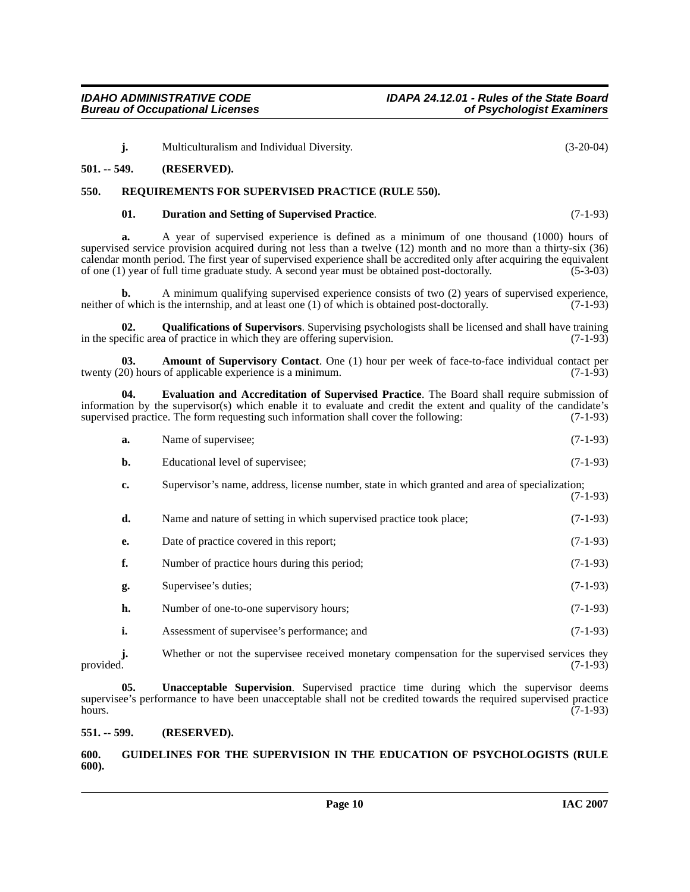**j.** Multiculturalism and Individual Diversity. (3-20-04)

**501. -- 549. (RESERVED).**

## 550. REQUIREMENTS FOR SUPERVISED PRACTICE (RULE 550).

**01. Duration and Setting of Supervised Practice**. (7-1-93)

**a.** A year of supervised experience is defined as a minimum of one thousand (1000) hours of supervised service provision acquired during not less than a twelve (12) month and no more than a thirty-six (36) calendar month period. The first year of supervised experience shall be accredited only after acquiring the equivalent of one (1) year of full time graduate study. A second year must be obtained post-doctorally. (5-3-03)

**b.** A minimum qualifying supervised experience consists of two (2) years of supervised experience, neither of which is the internship, and at least one (1) of which is obtained post-doctorally. (7-1-93)

**02. Qualifications of Supervisors**. Supervising psychologists shall be licensed and shall have training in the specific area of practice in which they are offering supervision. (7-1-93)

**03. Amount of Supervisory Contact**. One (1) hour per week of face-to-face individual contact per twenty (20) hours of applicable experience is a minimum. (7-1-93)

**04. Evaluation and Accreditation of Supervised Practice**. The Board shall require submission of information by the supervisor(s) which enable it to evaluate and credit the extent and quality of the candidate's supervised practice. The form requesting such information shall cover the following: (7-1-93)

**a.** Name of supervisee; (7-1-93)

**b.** Educational level of supervisee; (7-1-93)

**c.** Supervisor's name, address, license number, state in which granted and area of specialization; (7-1-93)

**d.** Name and nature of setting in which supervised practice took place; (7-1-93)

**e.** Date of practice covered in this report; (7-1-93)

**f.** Number of practice hours during this period; (7-1-93)

**g.** Supervisee's duties; (7-1-93)

**h.** Number of one-to-one supervisory hours; (7-1-93)

**i.** Assessment of supervisee's performance; and (7-1-93)

**j.** Whether or not the supervisee received monetary compensation for the supervised services they provided. (7-1-93)

**05. Unacceptable Supervision**. Supervised practice time during which the supervisor deems supervisee's performance to have been unacceptable shall not be credited towards the required supervised practice hours. (7-1-93)

**551. -- 599. (RESERVED).**

## 600. GUIDELINES FOR THE SUPERVISION IN THE EDUCATION OF PSYCHOLOGISTS (RULE 600).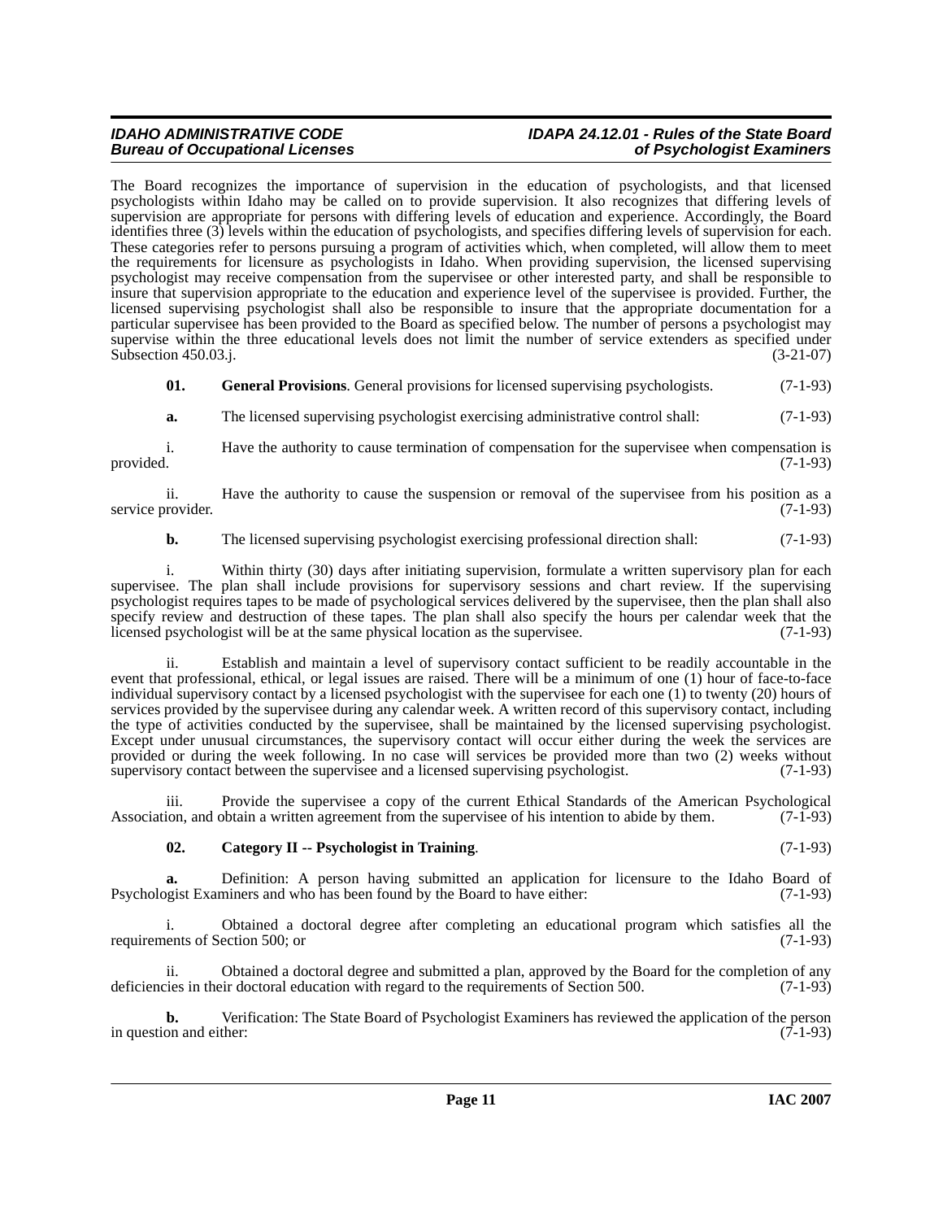The Board recognizes the importance of supervision in the education of psychologists, and that licensed psychologists within Idaho may be called on to provide supervision. It also recognizes that differing levels of supervision are appropriate for persons with differing levels of education and experience. Accordingly, the Board identifies three (3) levels within the education of psychologists, and specifies differing levels of supervision for each. These categories refer to persons pursuing a program of activities which, when completed, will allow them to meet the requirements for licensure as psychologists in Idaho. When providing supervision, the licensed supervising psychologist may receive compensation from the supervisee or other interested party, and shall be responsible to insure that supervision appropriate to the education and experience level of the supervisee is provided. Further, the licensed supervising psychologist shall also be responsible to insure that the appropriate documentation for a particular supervisee has been provided to the Board as specified below. The number of persons a psychologist may supervise within the three educational levels does not limit the number of service extenders as specified under Subsection 450.03.j. (3-21-07)

**01. General Provisions**. General provisions for licensed supervising psychologists. (7-1-93)

**a.** The licensed supervising psychologist exercising administrative control shall: (7-1-93)

i. Have the authority to cause termination of compensation for the supervisee when compensation is provided. (7-1-93)

ii. Have the authority to cause the suspension or removal of the supervisee from his position as a service provider. (7-1-93)

**b.** The licensed supervising psychologist exercising professional direction shall: (7-1-93)

i. Within thirty (30) days after initiating supervision, formulate a written supervisory plan for each supervisee. The plan shall include provisions for supervisory sessions and chart review. If the supervising psychologist requires tapes to be made of psychological services delivered by the supervisee, then the plan shall also specify review and destruction of these tapes. The plan shall also specify the hours per calendar week that the licensed psychologist will be at the same physical location as the supervisee. (7-1-93)

ii. Establish and maintain a level of supervisory contact sufficient to be readily accountable in the event that professional, ethical, or legal issues are raised. There will be a minimum of one (1) hour of face-to-face individual supervisory contact by a licensed psychologist with the supervisee for each one (1) to twenty (20) hours of services provided by the supervisee during any calendar week. A written record of this supervisory contact, including the type of activities conducted by the supervisee, shall be maintained by the licensed supervising psychologist. Except under unusual circumstances, the supervisory contact will occur either during the week the services are provided or during the week following. In no case will services be provided more than two (2) weeks without supervisory contact between the supervisee and a licensed supervising psychologist. (7-1-93)

iii. Provide the supervisee a copy of the current Ethical Standards of the American Psychological Association, and obtain a written agreement from the supervisee of his intention to abide by them. (7-1-93)

**02. Category II -- Psychologist in Training**. (7-1-93)

**a.** Definition: A person having submitted an application for licensure to the Idaho Board of Psychologist Examiners and who has been found by the Board to have either: (7-1-93)

i. Obtained a doctoral degree after completing an educational program which satisfies all the requirements of Section 500; or (7-1-93)

ii. Obtained a doctoral degree and submitted a plan, approved by the Board for the completion of any deficiencies in their doctoral education with regard to the requirements of Section 500. (7-1-93)

**b.** Verification: The State Board of Psychologist Examiners has reviewed the application of the person in question and either: (7-1-93)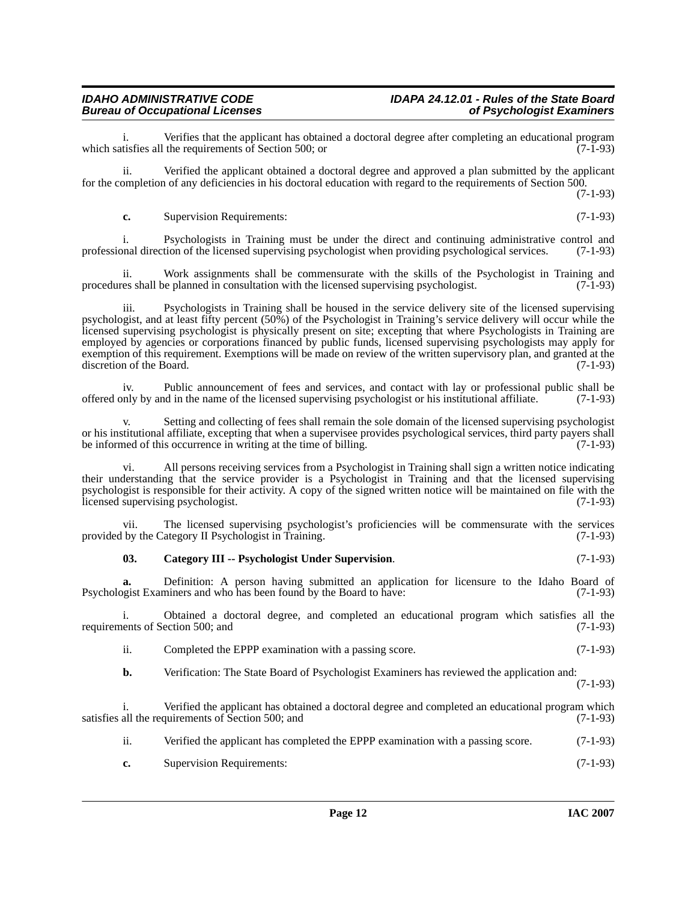i. Verifies that the applicant has obtained a doctoral degree after completing an educational program which satisfies all the requirements of Section 500; or (7-1-93)

ii. Verified the applicant obtained a doctoral degree and approved a plan submitted by the applicant for the completion of any deficiencies in his doctoral education with regard to the requirements of Section 500. (7-1-93)

**c.** Supervision Requirements: (7-1-93)

i. Psychologists in Training must be under the direct and continuing administrative control and professional direction of the licensed supervising psychologist when providing psychological services. (7-1-93)

ii. Work assignments shall be commensurate with the skills of the Psychologist in Training and procedures shall be planned in consultation with the licensed supervising psychologist. (7-1-93)

iii. Psychologists in Training shall be housed in the service delivery site of the licensed supervising psychologist, and at least fifty percent (50%) of the Psychologist in Training's service delivery will occur while the licensed supervising psychologist is physically present on site; excepting that where Psychologists in Training are employed by agencies or corporations financed by public funds, licensed supervising psychologists may apply for exemption of this requirement. Exemptions will be made on review of the written supervisory plan, and granted at the discretion of the Board. (7-1-93)

iv. Public announcement of fees and services, and contact with lay or professional public shall be offered only by and in the name of the licensed supervising psychologist or his institutional affiliate. (7-1-93)

v. Setting and collecting of fees shall remain the sole domain of the licensed supervising psychologist or his institutional affiliate, excepting that when a supervisee provides psychological services, third party payers shall be informed of this occurrence in writing at the time of billing. (7-1-93)

vi. All persons receiving services from a Psychologist in Training shall sign a written notice indicating their understanding that the service provider is a Psychologist in Training and that the licensed supervising psychologist is responsible for their activity. A copy of the signed written notice will be maintained on file with the licensed supervising psychologist. (7-1-93)

vii. The licensed supervising psychologist's proficiencies will be commensurate with the services provided by the Category II Psychologist in Training. (7-1-93)

**03. Category III -- Psychologist Under Supervision**. (7-1-93)

**a.** Definition: A person having submitted an application for licensure to the Idaho Board of Psychologist Examiners and who has been found by the Board to have: (7-1-93)

i. Obtained a doctoral degree, and completed an educational program which satisfies all the requirements of Section 500; and (7-1-93)

ii. Completed the EPPP examination with a passing score. (7-1-93)

**b.** Verification: The State Board of Psychologist Examiners has reviewed the application and: (7-1-93)

i. Verified the applicant has obtained a doctoral degree and completed an educational program which satisfies all the requirements of Section 500; and (7-1-93)

ii. Verified the applicant has completed the EPPP examination with a passing score. (7-1-93)

**c.** Supervision Requirements: (7-1-93)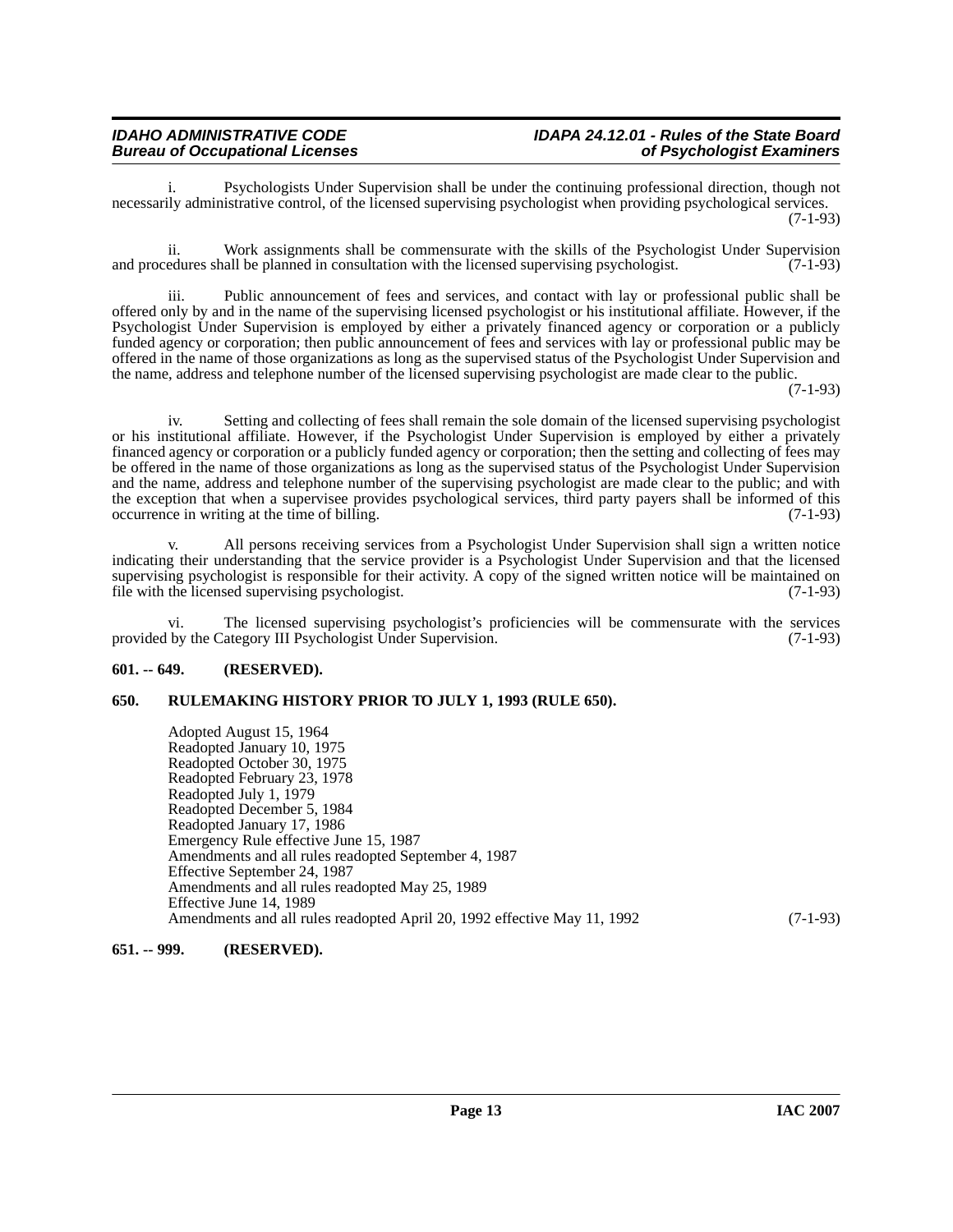i. Psychologists Under Supervision shall be under the continuing professional direction, though not necessarily administrative control, of the licensed supervising psychologist when providing psychological services. (7-1-93)

ii. Work assignments shall be commensurate with the skills of the Psychologist Under Supervision and procedures shall be planned in consultation with the licensed supervising psychologist. (7-1-93)

iii. Public announcement of fees and services, and contact with lay or professional public shall be offered only by and in the name of the supervising licensed psychologist or his institutional affiliate. However, if the Psychologist Under Supervision is employed by either a privately financed agency or corporation or a publicly funded agency or corporation; then public announcement of fees and services with lay or professional public may be offered in the name of those organizations as long as the supervised status of the Psychologist Under Supervision and the name, address and telephone number of the licensed supervising psychologist are made clear to the public. (7-1-93)

iv. Setting and collecting of fees shall remain the sole domain of the licensed supervising psychologist or his institutional affiliate. However, if the Psychologist Under Supervision is employed by either a privately financed agency or corporation or a publicly funded agency or corporation; then the setting and collecting of fees may be offered in the name of those organizations as long as the supervised status of the Psychologist Under Supervision and the name, address and telephone number of the supervising psychologist are made clear to the public; and with the exception that when a supervisee provides psychological services, third party payers shall be informed of this occurrence in writing at the time of billing. (7-1-93)

v. All persons receiving services from a Psychologist Under Supervision shall sign a written notice indicating their understanding that the service provider is a Psychologist Under Supervision and that the licensed supervising psychologist is responsible for their activity. A copy of the signed written notice will be maintained on file with the licensed supervising psychologist. (7-1-93)

vi. The licensed supervising psychologist's proficiencies will be commensurate with the services provided by the Category III Psychologist Under Supervision. (7-1-93)

**601. -- 649. (RESERVED).**

**650. RULEMAKING HISTORY PRIOR TO JULY 1, 1993 (RULE 650).**

Adopted August 15, 1964
Readopted January 10, 1975
Readopted October 30, 1975
Readopted February 23, 1978
Readopted July 1, 1979
Readopted December 5, 1984
Readopted January 17, 1986
Emergency Rule effective June 15, 1987
Amendments and all rules readopted September 4, 1987
Effective September 24, 1987
Amendments and all rules readopted May 25, 1989
Effective June 14, 1989
Amendments and all rules readopted April 20, 1992 effective May 11, 1992 (7-1-93)

**651. -- 999. (RESERVED).**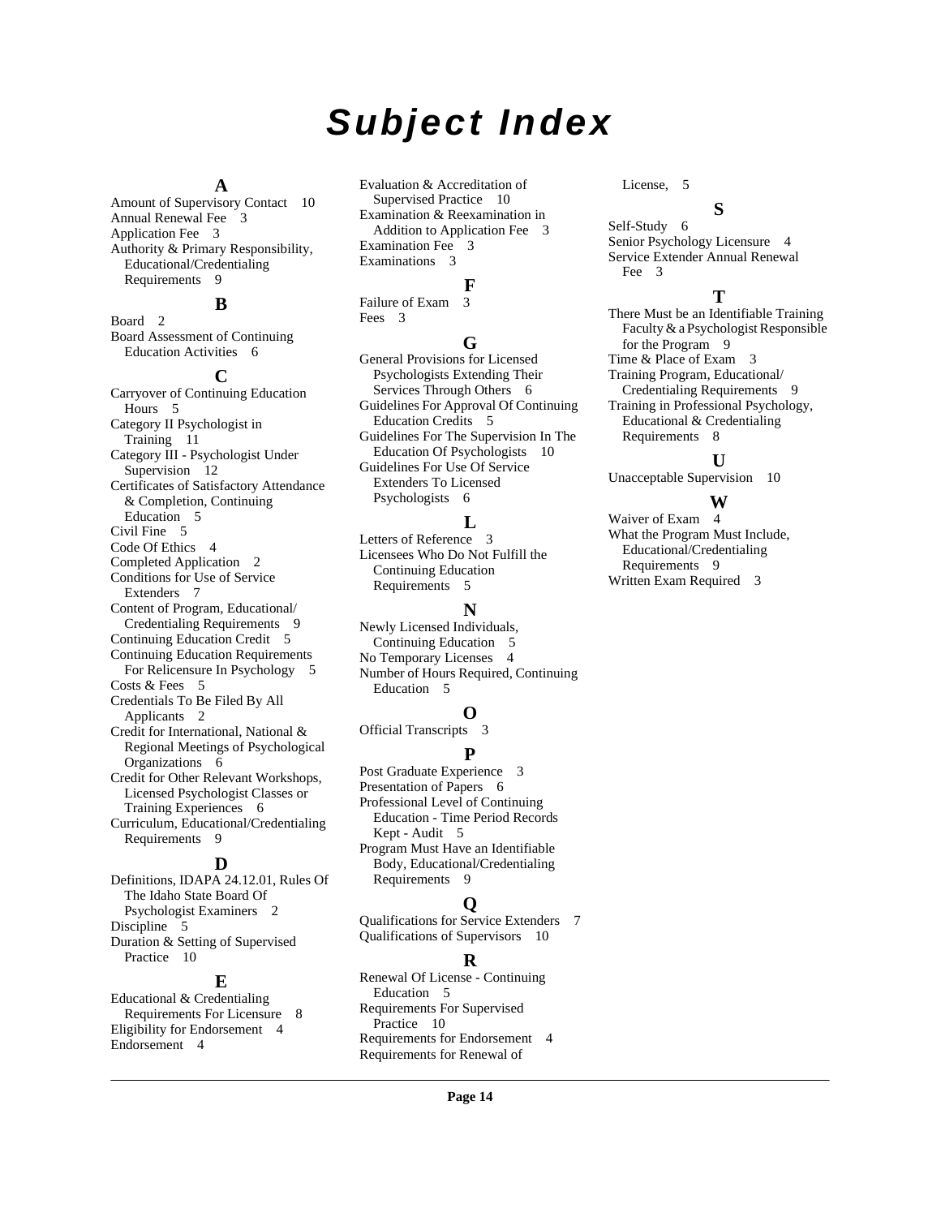# Subject Index

## A

Amount of Supervisory Contact 10
Annual Renewal Fee 3
Application Fee 3
Authority & Primary Responsibility, Educational/Credentialing Requirements 9

## B

Board 2
Board Assessment of Continuing Education Activities 6

## C

Carryover of Continuing Education Hours 5
Category II Psychologist in Training 11
Category III - Psychologist Under Supervision 12
Certificates of Satisfactory Attendance & Completion, Continuing Education 5
Civil Fine 5
Code Of Ethics 4
Completed Application 2
Conditions for Use of Service Extenders 7
Content of Program, Educational/ Credentialing Requirements 9
Continuing Education Credit 5
Continuing Education Requirements For Relicensure In Psychology 5
Costs & Fees 5
Credentials To Be Filed By All Applicants 2
Credit for International, National & Regional Meetings of Psychological Organizations 6
Credit for Other Relevant Workshops, Licensed Psychologist Classes or Training Experiences 6
Curriculum, Educational/Credentialing Requirements 9

## D

Definitions, IDAPA 24.12.01, Rules Of The Idaho State Board Of Psychologist Examiners 2
Discipline 5
Duration & Setting of Supervised Practice 10

## E

Educational & Credentialing Requirements For Licensure 8
Eligibility for Endorsement 4
Endorsement 4
Evaluation & Accreditation of Supervised Practice 10
Examination & Reexamination in Addition to Application Fee 3
Examination Fee 3
Examinations 3

## F

Failure of Exam 3
Fees 3

## G

General Provisions for Licensed Psychologists Extending Their Services Through Others 6
Guidelines For Approval Of Continuing Education Credits 5
Guidelines For The Supervision In The Education Of Psychologists 10
Guidelines For Use Of Service Extenders To Licensed Psychologists 6

## L

Letters of Reference 3
Licensees Who Do Not Fulfill the Continuing Education Requirements 5

## N

Newly Licensed Individuals, Continuing Education 5
No Temporary Licenses 4
Number of Hours Required, Continuing Education 5

## O

Official Transcripts 3

## P

Post Graduate Experience 3
Presentation of Papers 6
Professional Level of Continuing Education - Time Period Records Kept - Audit 5
Program Must Have an Identifiable Body, Educational/Credentialing Requirements 9

## Q

Qualifications for Service Extenders 7
Qualifications of Supervisors 10

## R

Renewal Of License - Continuing Education 5
Requirements For Supervised Practice 10
Requirements for Endorsement 4
Requirements for Renewal of License, 5

## S

Self-Study 6
Senior Psychology Licensure 4
Service Extender Annual Renewal Fee 3

## T

There Must be an Identifiable Training Faculty & a Psychologist Responsible for the Program 9
Time & Place of Exam 3
Training Program, Educational/ Credentialing Requirements 9
Training in Professional Psychology, Educational & Credentialing Requirements 8

## U

Unacceptable Supervision 10

## W

Waiver of Exam 4
What the Program Must Include, Educational/Credentialing Requirements 9
Written Exam Required 3